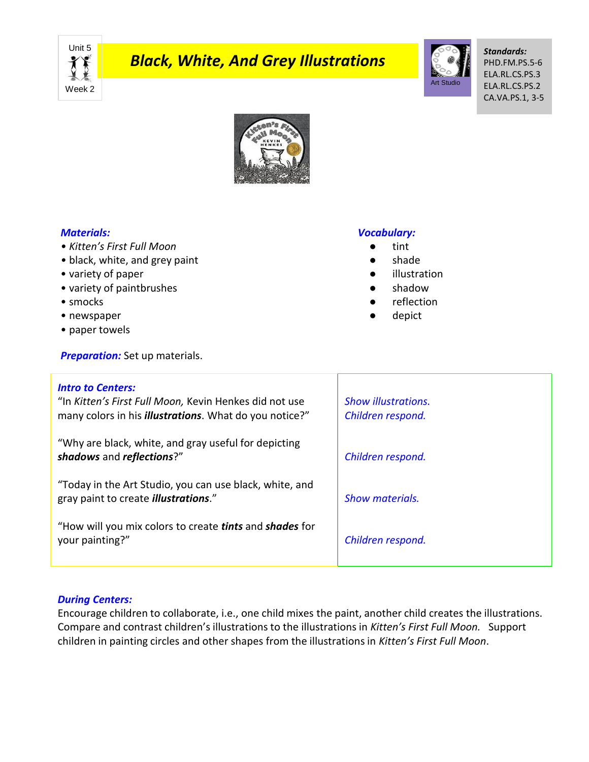Unit 5
Week 2

# Black, White, And Grey Illustrations

Art Studio

**Standards:**
PHD.FM.PS.5-6
ELA.RL.CS.PS.3
ELA.RL.CS.PS.2
CA.VA.PS.1, 3-5

***Materials:***

- *Kitten's First Full Moon*
- black, white, and grey paint
- variety of paper
- variety of paintbrushes
- smocks
- newspaper
- paper towels

***Vocabulary:***

- tint
- shade
- illustration
- shadow
- reflection
- depict

***Preparation:*** Set up materials.

| ***Intro to Centers:*** | |
|---|---|
| "In *Kitten's First Full Moon,* Kevin Henkes did not use many colors in his ***illustrations***. What do you notice?" | *Show illustrations. Children respond.* |
| "Why are black, white, and gray useful for depicting ***shadows*** and ***reflections***?" | *Children respond.* |
| "Today in the Art Studio, you can use black, white, and gray paint to create ***illustrations***." | *Show materials.* |
| "How will you mix colors to create ***tints*** and ***shades*** for your painting?" | *Children respond.* |

***During Centers:***
Encourage children to collaborate, i.e., one child mixes the paint, another child creates the illustrations. Compare and contrast children's illustrations to the illustrations in *Kitten's First Full Moon.* Support children in painting circles and other shapes from the illustrations in *Kitten's First Full Moon*.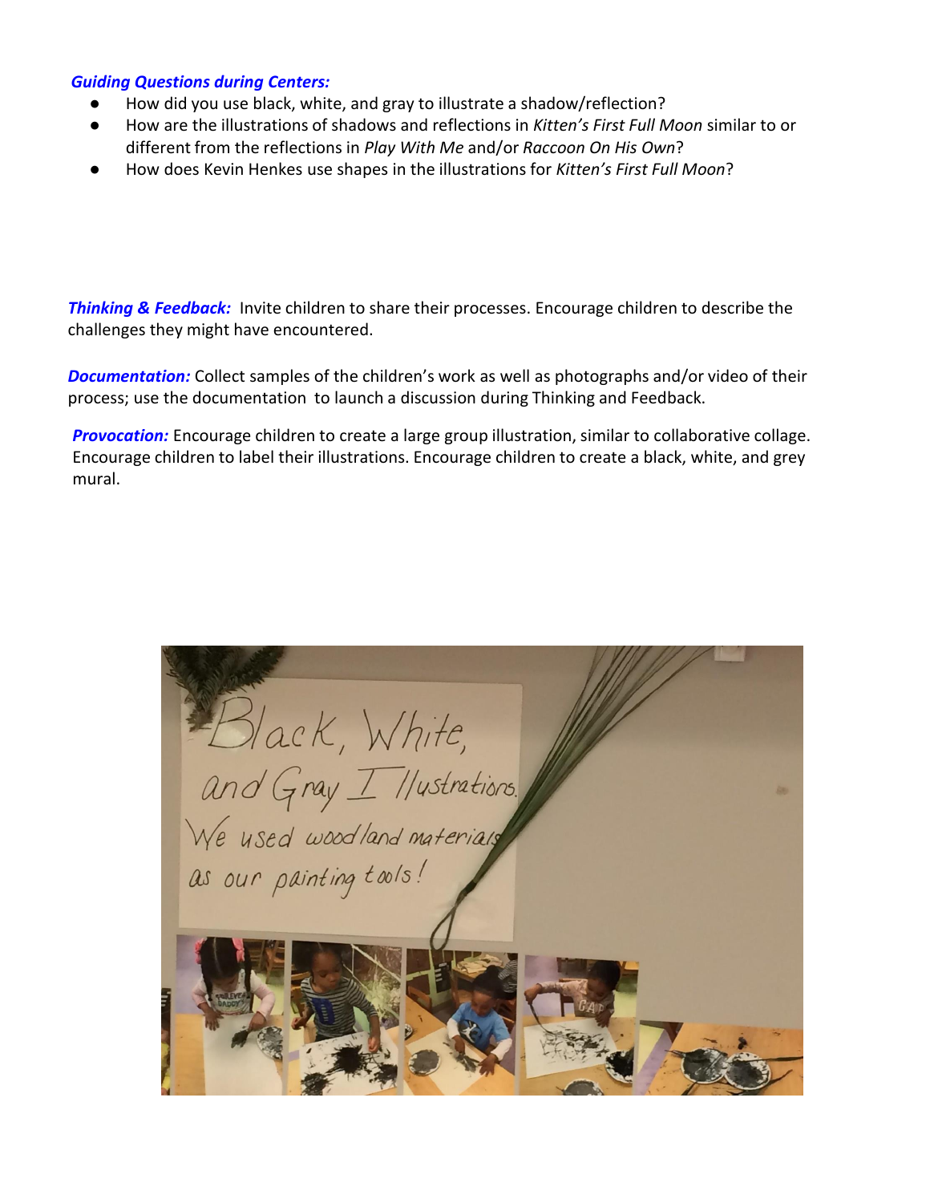***Guiding Questions during Centers:***

- How did you use black, white, and gray to illustrate a shadow/reflection?
- How are the illustrations of shadows and reflections in *Kitten's First Full Moon* similar to or different from the reflections in *Play With Me* and/or *Raccoon On His Own*?
- How does Kevin Henkes use shapes in the illustrations for *Kitten's First Full Moon*?

***Thinking & Feedback:*** Invite children to share their processes. Encourage children to describe the challenges they might have encountered.

***Documentation:*** Collect samples of the children's work as well as photographs and/or video of their process; use the documentation to launch a discussion during Thinking and Feedback.

***Provocation:*** Encourage children to create a large group illustration, similar to collaborative collage. Encourage children to label their illustrations. Encourage children to create a black, white, and grey mural.